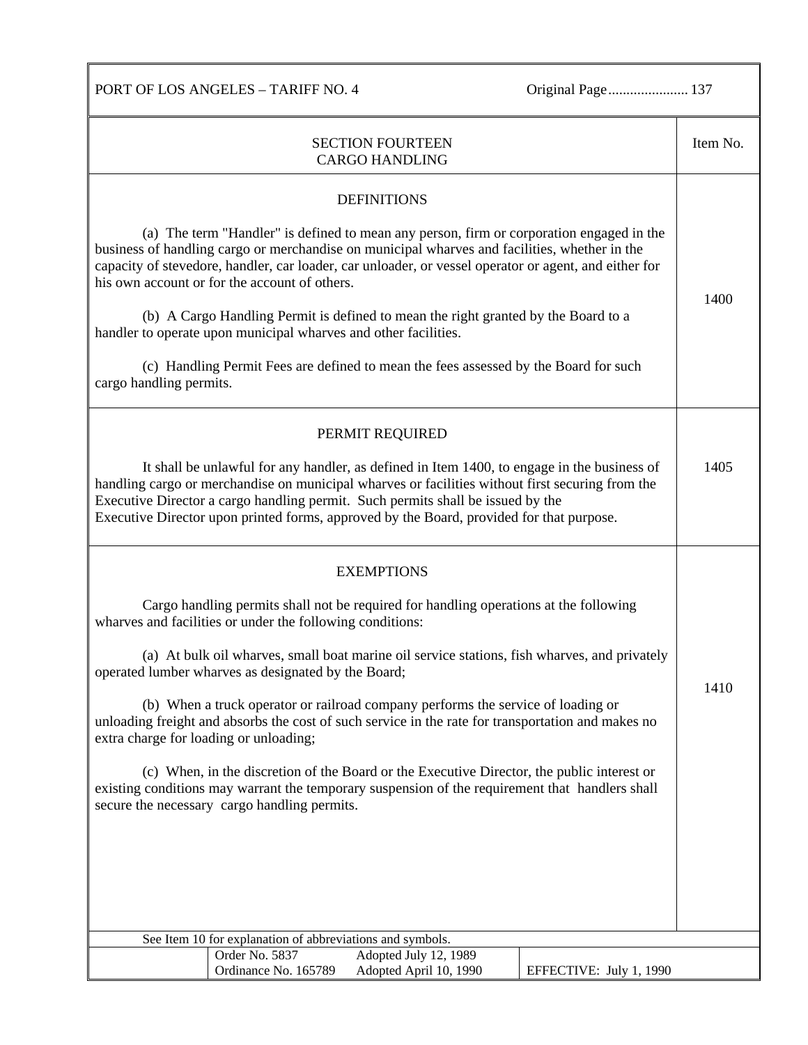## SECTION FOURTEEN
## CARGO HANDLING

### DEFINITIONS — Item No. 1400

(a) The term "Handler" is defined to mean any person, firm or corporation engaged in the business of handling cargo or merchandise on municipal wharves and facilities, whether in the capacity of stevedore, handler, car loader, car unloader, or vessel operator or agent, and either for his own account or for the account of others.

(b) A Cargo Handling Permit is defined to mean the right granted by the Board to a handler to operate upon municipal wharves and other facilities.

(c) Handling Permit Fees are defined to mean the fees assessed by the Board for such cargo handling permits.

### PERMIT REQUIRED — Item No. 1405

It shall be unlawful for any handler, as defined in Item 1400, to engage in the business of handling cargo or merchandise on municipal wharves or facilities without first securing from the Executive Director a cargo handling permit. Such permits shall be issued by the Executive Director upon printed forms, approved by the Board, provided for that purpose.

### EXEMPTIONS — Item No. 1410

Cargo handling permits shall not be required for handling operations at the following wharves and facilities or under the following conditions:

(a) At bulk oil wharves, small boat marine oil service stations, fish wharves, and privately operated lumber wharves as designated by the Board;

(b) When a truck operator or railroad company performs the service of loading or unloading freight and absorbs the cost of such service in the rate for transportation and makes no extra charge for loading or unloading;

(c) When, in the discretion of the Board or the Executive Director, the public interest or existing conditions may warrant the temporary suspension of the requirement that handlers shall secure the necessary cargo handling permits.

See Item 10 for explanation of abbreviations and symbols.

| Order No. 5837 | Adopted July 12, 1989 | |
|---|---|---|
| Ordinance No. 165789 | Adopted April 10, 1990 | EFFECTIVE: July 1, 1990 |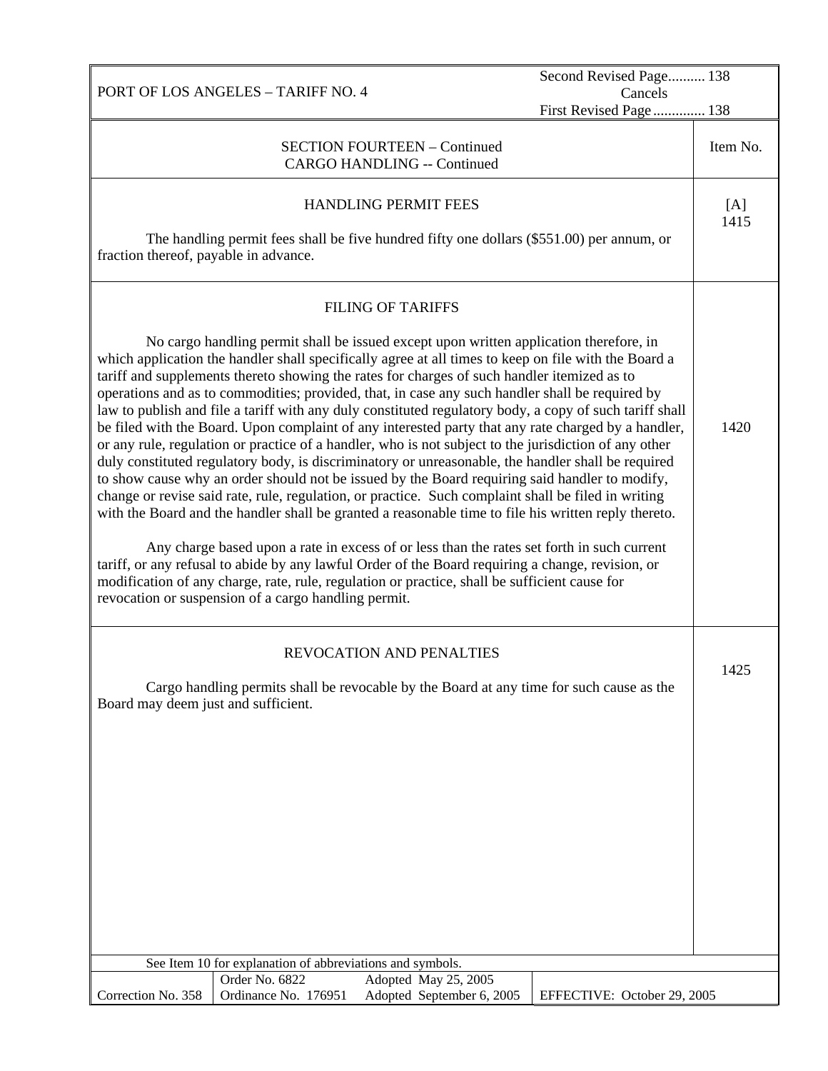PORT OF LOS ANGELES – TARIFF NO. 4

Second Revised Page.......... 138
Cancels
First Revised Page ............. 138

## SECTION FOURTEEN – Continued
## CARGO HANDLING -- Continued

| | Item No. |
|---|---|
| **HANDLING PERMIT FEES**<br><br>The handling permit fees shall be five hundred fifty one dollars ($551.00) per annum, or fraction thereof, payable in advance. | [A] 1415 |
| **FILING OF TARIFFS**<br><br>No cargo handling permit shall be issued except upon written application therefore, in which application the handler shall specifically agree at all times to keep on file with the Board a tariff and supplements thereto showing the rates for charges of such handler itemized as to operations and as to commodities; provided, that, in case any such handler shall be required by law to publish and file a tariff with any duly constituted regulatory body, a copy of such tariff shall be filed with the Board. Upon complaint of any interested party that any rate charged by a handler, or any rule, regulation or practice of a handler, who is not subject to the jurisdiction of any other duly constituted regulatory body, is discriminatory or unreasonable, the handler shall be required to show cause why an order should not be issued by the Board requiring said handler to modify, change or revise said rate, rule, regulation, or practice. Such complaint shall be filed in writing with the Board and the handler shall be granted a reasonable time to file his written reply thereto.<br><br>Any charge based upon a rate in excess of or less than the rates set forth in such current tariff, or any refusal to abide by any lawful Order of the Board requiring a change, revision, or modification of any charge, rate, rule, regulation or practice, shall be sufficient cause for revocation or suspension of a cargo handling permit. | 1420 |
| **REVOCATION AND PENALTIES**<br><br>Cargo handling permits shall be revocable by the Board at any time for such cause as the Board may deem just and sufficient. | 1425 |

See Item 10 for explanation of abbreviations and symbols.

| | | | |
|---|---|---|---|
| Correction No. 358 | Order No. 6822<br>Ordinance No. 176951 | Adopted May 25, 2005<br>Adopted September 6, 2005 | EFFECTIVE: October 29, 2005 |